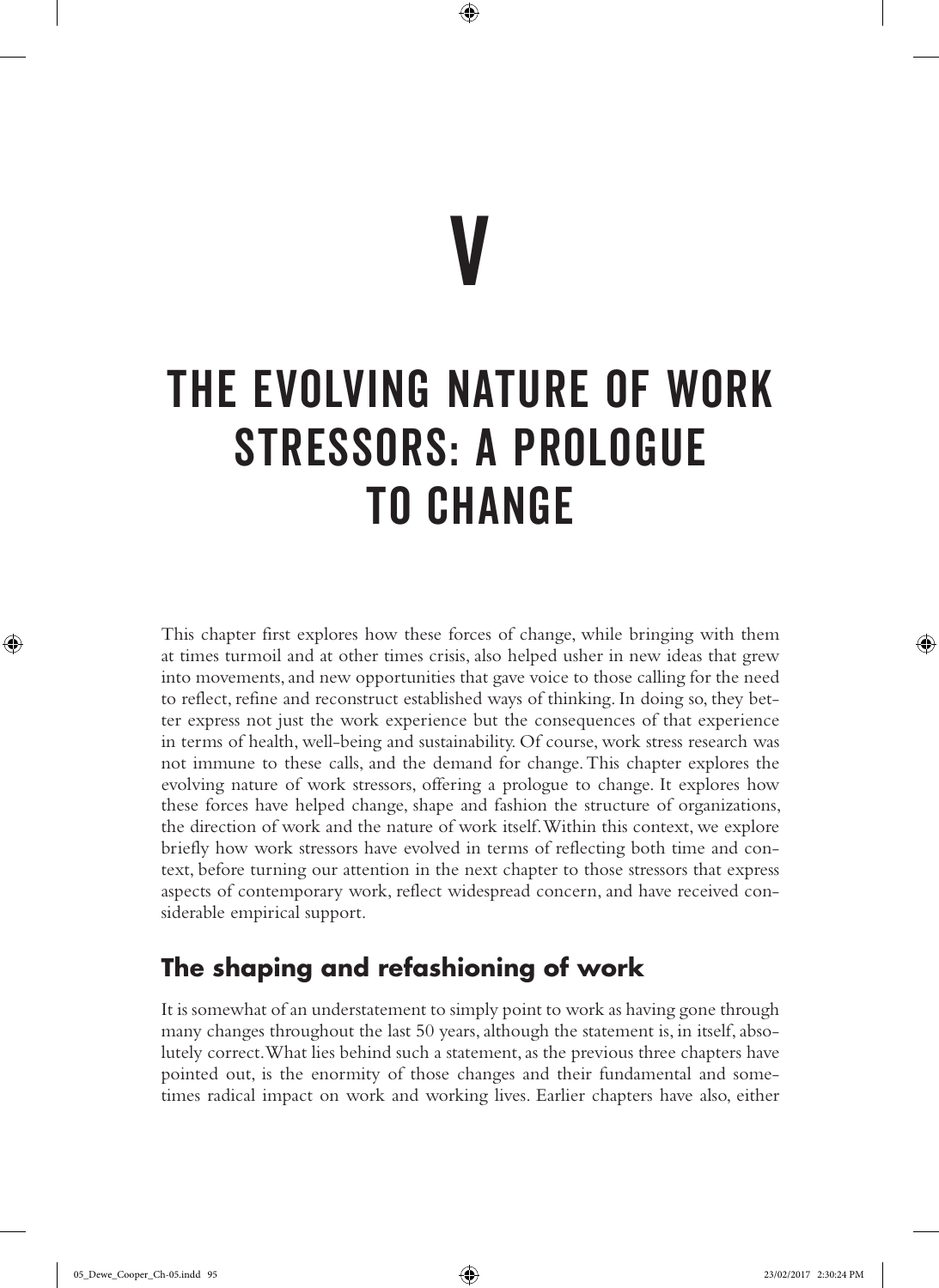# V

# THE EVOLVING NATURE OF WORK STRESSORS: A PROLOGUE TO CHANGE

This chapter first explores how these forces of change, while bringing with them at times turmoil and at other times crisis, also helped usher in new ideas that grew into movements, and new opportunities that gave voice to those calling for the need to reflect, refine and reconstruct established ways of thinking. In doing so, they better express not just the work experience but the consequences of that experience in terms of health, well-being and sustainability. Of course, work stress research was not immune to these calls, and the demand for change. This chapter explores the evolving nature of work stressors, offering a prologue to change. It explores how these forces have helped change, shape and fashion the structure of organizations, the direction of work and the nature of work itself. Within this context, we explore briefly how work stressors have evolved in terms of reflecting both time and context, before turning our attention in the next chapter to those stressors that express aspects of contemporary work, reflect widespread concern, and have received considerable empirical support.

## The shaping and refashioning of work

It is somewhat of an understatement to simply point to work as having gone through many changes throughout the last 50 years, although the statement is, in itself, absolutely correct. What lies behind such a statement, as the previous three chapters have pointed out, is the enormity of those changes and their fundamental and sometimes radical impact on work and working lives. Earlier chapters have also, either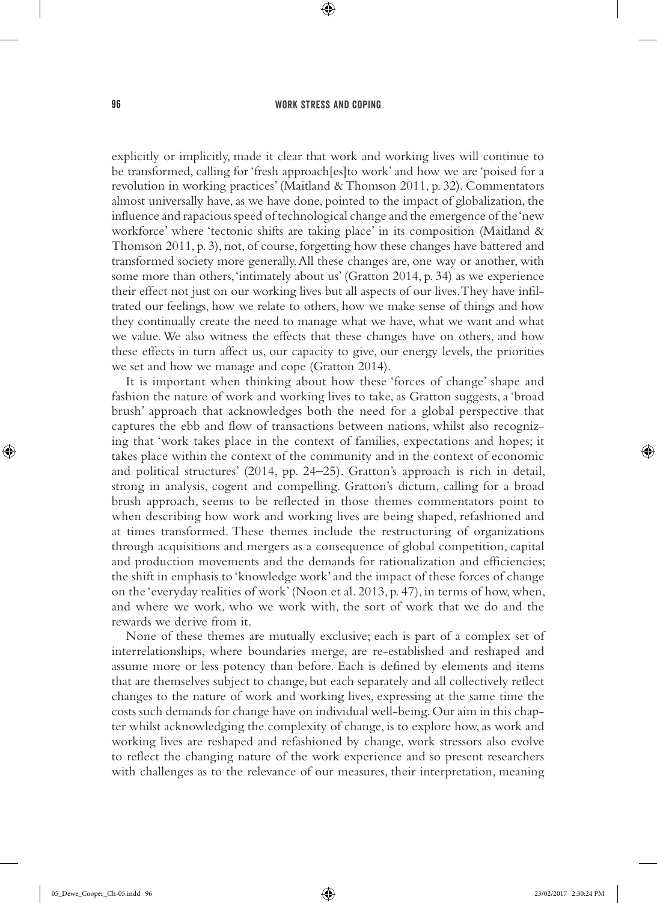explicitly or implicitly, made it clear that work and working lives will continue to be transformed, calling for 'fresh approach[es]to work' and how we are 'poised for a revolution in working practices' (Maitland & Thomson 2011, p. 32). Commentators almost universally have, as we have done, pointed to the impact of globalization, the influence and rapacious speed of technological change and the emergence of the 'new workforce' where 'tectonic shifts are taking place' in its composition (Maitland & Thomson 2011, p. 3), not, of course, forgetting how these changes have battered and transformed society more generally. All these changes are, one way or another, with some more than others, 'intimately about us' (Gratton 2014, p. 34) as we experience their effect not just on our working lives but all aspects of our lives. They have infiltrated our feelings, how we relate to others, how we make sense of things and how they continually create the need to manage what we have, what we want and what we value. We also witness the effects that these changes have on others, and how these effects in turn affect us, our capacity to give, our energy levels, the priorities we set and how we manage and cope (Gratton 2014).

It is important when thinking about how these 'forces of change' shape and fashion the nature of work and working lives to take, as Gratton suggests, a 'broad brush' approach that acknowledges both the need for a global perspective that captures the ebb and flow of transactions between nations, whilst also recognizing that 'work takes place in the context of families, expectations and hopes; it takes place within the context of the community and in the context of economic and political structures' (2014, pp. 24–25). Gratton's approach is rich in detail, strong in analysis, cogent and compelling. Gratton's dictum, calling for a broad brush approach, seems to be reflected in those themes commentators point to when describing how work and working lives are being shaped, refashioned and at times transformed. These themes include the restructuring of organizations through acquisitions and mergers as a consequence of global competition, capital and production movements and the demands for rationalization and efficiencies; the shift in emphasis to 'knowledge work' and the impact of these forces of change on the 'everyday realities of work' (Noon et al. 2013, p. 47), in terms of how, when, and where we work, who we work with, the sort of work that we do and the rewards we derive from it.

None of these themes are mutually exclusive; each is part of a complex set of interrelationships, where boundaries merge, are re-established and reshaped and assume more or less potency than before. Each is defined by elements and items that are themselves subject to change, but each separately and all collectively reflect changes to the nature of work and working lives, expressing at the same time the costs such demands for change have on individual well-being. Our aim in this chapter whilst acknowledging the complexity of change, is to explore how, as work and working lives are reshaped and refashioned by change, work stressors also evolve to reflect the changing nature of the work experience and so present researchers with challenges as to the relevance of our measures, their interpretation, meaning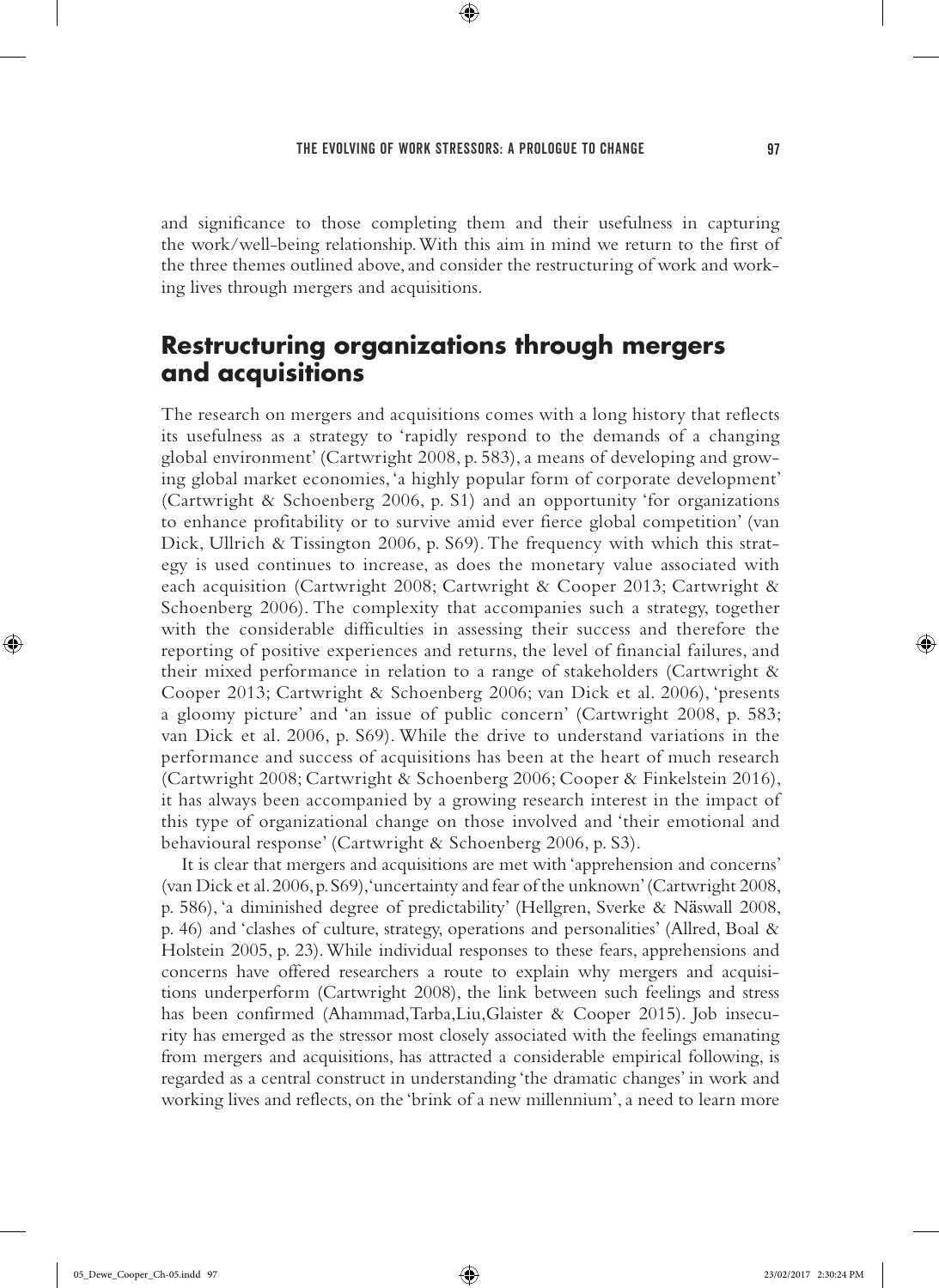and significance to those completing them and their usefulness in capturing the work/well-being relationship. With this aim in mind we return to the first of the three themes outlined above, and consider the restructuring of work and working lives through mergers and acquisitions.

## Restructuring organizations through mergers and acquisitions

The research on mergers and acquisitions comes with a long history that reflects its usefulness as a strategy to 'rapidly respond to the demands of a changing global environment' (Cartwright 2008, p. 583), a means of developing and growing global market economies, 'a highly popular form of corporate development' (Cartwright & Schoenberg 2006, p. S1) and an opportunity 'for organizations to enhance profitability or to survive amid ever fierce global competition' (van Dick, Ullrich & Tissington 2006, p. S69). The frequency with which this strategy is used continues to increase, as does the monetary value associated with each acquisition (Cartwright 2008; Cartwright & Cooper 2013; Cartwright & Schoenberg 2006). The complexity that accompanies such a strategy, together with the considerable difficulties in assessing their success and therefore the reporting of positive experiences and returns, the level of financial failures, and their mixed performance in relation to a range of stakeholders (Cartwright & Cooper 2013; Cartwright & Schoenberg 2006; van Dick et al. 2006), 'presents a gloomy picture' and 'an issue of public concern' (Cartwright 2008, p. 583; van Dick et al. 2006, p. S69). While the drive to understand variations in the performance and success of acquisitions has been at the heart of much research (Cartwright 2008; Cartwright & Schoenberg 2006; Cooper & Finkelstein 2016), it has always been accompanied by a growing research interest in the impact of this type of organizational change on those involved and 'their emotional and behavioural response' (Cartwright & Schoenberg 2006, p. S3).

It is clear that mergers and acquisitions are met with 'apprehension and concerns' (van Dick et al. 2006, p. S69), 'uncertainty and fear of the unknown' (Cartwright 2008, p. 586), 'a diminished degree of predictability' (Hellgren, Sverke & Näswall 2008, p. 46) and 'clashes of culture, strategy, operations and personalities' (Allred, Boal & Holstein 2005, p. 23). While individual responses to these fears, apprehensions and concerns have offered researchers a route to explain why mergers and acquisitions underperform (Cartwright 2008), the link between such feelings and stress has been confirmed (Ahammad, Tarba, Liu, Glaister & Cooper 2015). Job insecurity has emerged as the stressor most closely associated with the feelings emanating from mergers and acquisitions, has attracted a considerable empirical following, is regarded as a central construct in understanding 'the dramatic changes' in work and working lives and reflects, on the 'brink of a new millennium', a need to learn more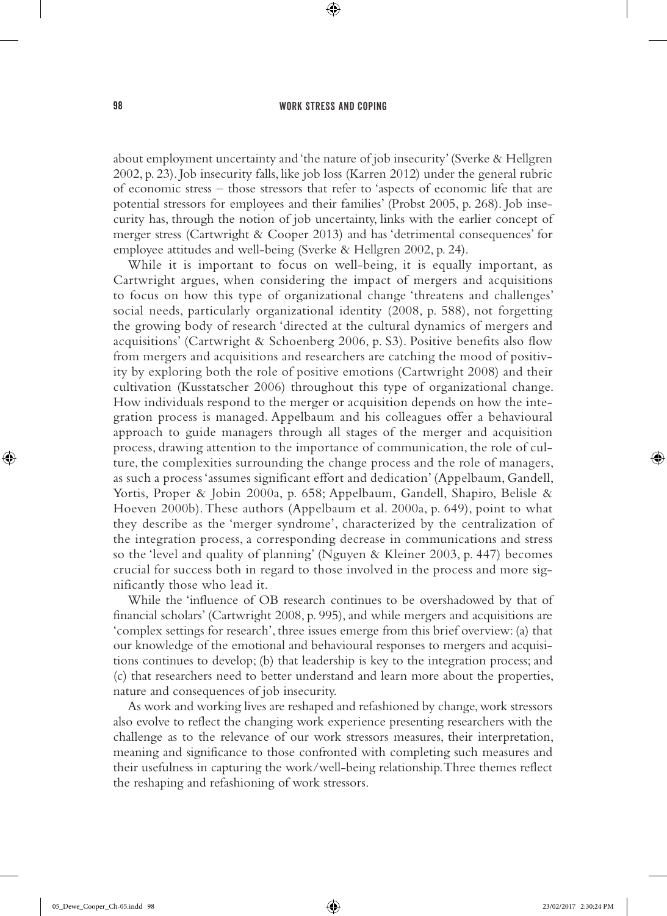about employment uncertainty and 'the nature of job insecurity' (Sverke & Hellgren 2002, p. 23). Job insecurity falls, like job loss (Karren 2012) under the general rubric of economic stress – those stressors that refer to 'aspects of economic life that are potential stressors for employees and their families' (Probst 2005, p. 268). Job insecurity has, through the notion of job uncertainty, links with the earlier concept of merger stress (Cartwright & Cooper 2013) and has 'detrimental consequences' for employee attitudes and well-being (Sverke & Hellgren 2002, p. 24).

While it is important to focus on well-being, it is equally important, as Cartwright argues, when considering the impact of mergers and acquisitions to focus on how this type of organizational change 'threatens and challenges' social needs, particularly organizational identity (2008, p. 588), not forgetting the growing body of research 'directed at the cultural dynamics of mergers and acquisitions' (Cartwright & Schoenberg 2006, p. S3). Positive benefits also flow from mergers and acquisitions and researchers are catching the mood of positivity by exploring both the role of positive emotions (Cartwright 2008) and their cultivation (Kusstatscher 2006) throughout this type of organizational change. How individuals respond to the merger or acquisition depends on how the integration process is managed. Appelbaum and his colleagues offer a behavioural approach to guide managers through all stages of the merger and acquisition process, drawing attention to the importance of communication, the role of culture, the complexities surrounding the change process and the role of managers, as such a process 'assumes significant effort and dedication' (Appelbaum, Gandell, Yortis, Proper & Jobin 2000a, p. 658; Appelbaum, Gandell, Shapiro, Belisle & Hoeven 2000b). These authors (Appelbaum et al. 2000a, p. 649), point to what they describe as the 'merger syndrome', characterized by the centralization of the integration process, a corresponding decrease in communications and stress so the 'level and quality of planning' (Nguyen & Kleiner 2003, p. 447) becomes crucial for success both in regard to those involved in the process and more significantly those who lead it.

While the 'influence of OB research continues to be overshadowed by that of financial scholars' (Cartwright 2008, p. 995), and while mergers and acquisitions are 'complex settings for research', three issues emerge from this brief overview: (a) that our knowledge of the emotional and behavioural responses to mergers and acquisitions continues to develop; (b) that leadership is key to the integration process; and (c) that researchers need to better understand and learn more about the properties, nature and consequences of job insecurity.

As work and working lives are reshaped and refashioned by change, work stressors also evolve to reflect the changing work experience presenting researchers with the challenge as to the relevance of our work stressors measures, their interpretation, meaning and significance to those confronted with completing such measures and their usefulness in capturing the work/well-being relationship. Three themes reflect the reshaping and refashioning of work stressors.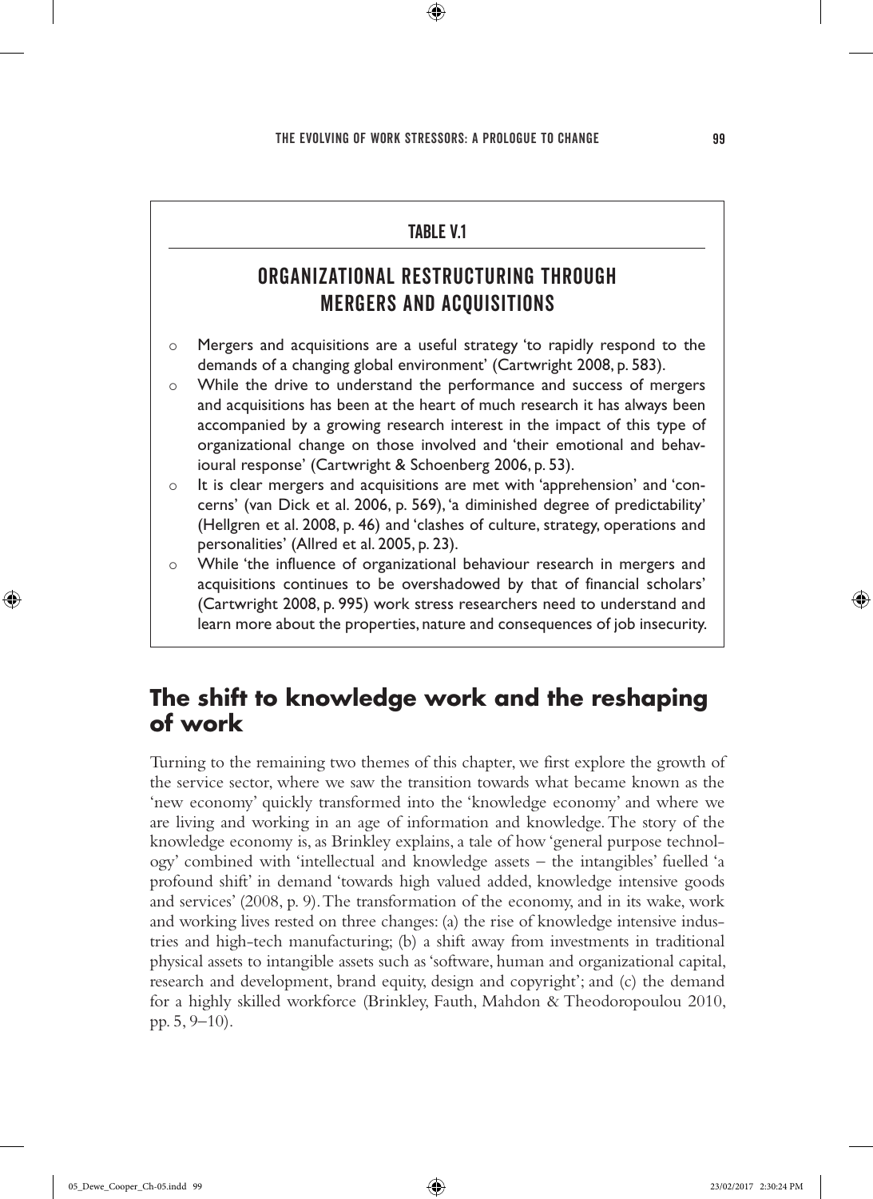**TABLE V.1**

## ORGANIZATIONAL RESTRUCTURING THROUGH MERGERS AND ACQUISITIONS

- Mergers and acquisitions are a useful strategy 'to rapidly respond to the demands of a changing global environment' (Cartwright 2008, p. 583).
- While the drive to understand the performance and success of mergers and acquisitions has been at the heart of much research it has always been accompanied by a growing research interest in the impact of this type of organizational change on those involved and 'their emotional and behavioural response' (Cartwright & Schoenberg 2006, p. 53).
- It is clear mergers and acquisitions are met with 'apprehension' and 'concerns' (van Dick et al. 2006, p. 569), 'a diminished degree of predictability' (Hellgren et al. 2008, p. 46) and 'clashes of culture, strategy, operations and personalities' (Allred et al. 2005, p. 23).
- While 'the influence of organizational behaviour research in mergers and acquisitions continues to be overshadowed by that of financial scholars' (Cartwright 2008, p. 995) work stress researchers need to understand and learn more about the properties, nature and consequences of job insecurity.

## The shift to knowledge work and the reshaping of work

Turning to the remaining two themes of this chapter, we first explore the growth of the service sector, where we saw the transition towards what became known as the 'new economy' quickly transformed into the 'knowledge economy' and where we are living and working in an age of information and knowledge. The story of the knowledge economy is, as Brinkley explains, a tale of how 'general purpose technology' combined with 'intellectual and knowledge assets – the intangibles' fuelled 'a profound shift' in demand 'towards high valued added, knowledge intensive goods and services' (2008, p. 9). The transformation of the economy, and in its wake, work and working lives rested on three changes: (a) the rise of knowledge intensive industries and high-tech manufacturing; (b) a shift away from investments in traditional physical assets to intangible assets such as 'software, human and organizational capital, research and development, brand equity, design and copyright'; and (c) the demand for a highly skilled workforce (Brinkley, Fauth, Mahdon & Theodoropoulou 2010, pp. 5, 9–10).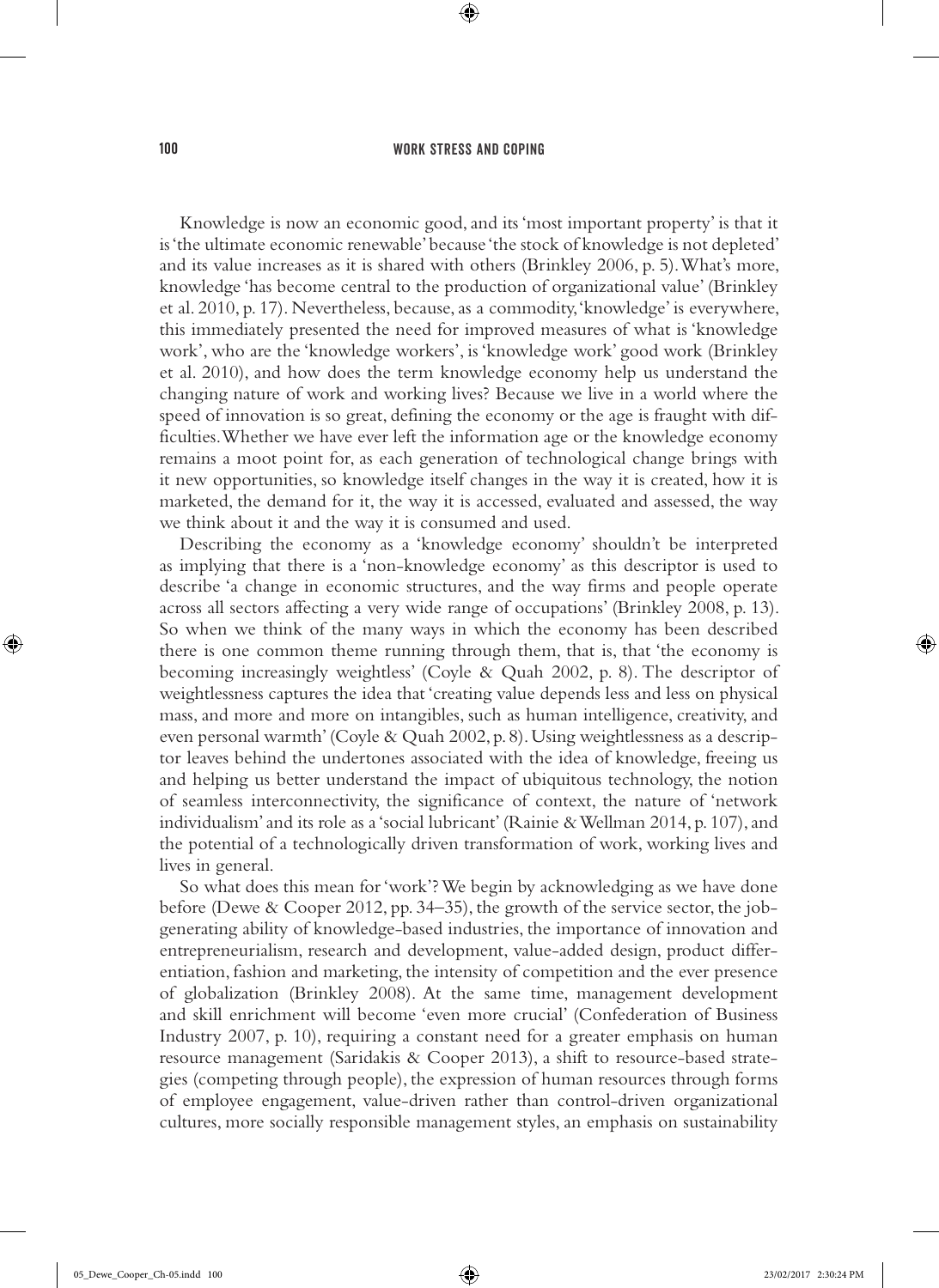Knowledge is now an economic good, and its 'most important property' is that it is 'the ultimate economic renewable' because 'the stock of knowledge is not depleted' and its value increases as it is shared with others (Brinkley 2006, p. 5). What's more, knowledge 'has become central to the production of organizational value' (Brinkley et al. 2010, p. 17). Nevertheless, because, as a commodity, 'knowledge' is everywhere, this immediately presented the need for improved measures of what is 'knowledge work', who are the 'knowledge workers', is 'knowledge work' good work (Brinkley et al. 2010), and how does the term knowledge economy help us understand the changing nature of work and working lives? Because we live in a world where the speed of innovation is so great, defining the economy or the age is fraught with difficulties. Whether we have ever left the information age or the knowledge economy remains a moot point for, as each generation of technological change brings with it new opportunities, so knowledge itself changes in the way it is created, how it is marketed, the demand for it, the way it is accessed, evaluated and assessed, the way we think about it and the way it is consumed and used.

Describing the economy as a 'knowledge economy' shouldn't be interpreted as implying that there is a 'non-knowledge economy' as this descriptor is used to describe 'a change in economic structures, and the way firms and people operate across all sectors affecting a very wide range of occupations' (Brinkley 2008, p. 13). So when we think of the many ways in which the economy has been described there is one common theme running through them, that is, that 'the economy is becoming increasingly weightless' (Coyle & Quah 2002, p. 8). The descriptor of weightlessness captures the idea that 'creating value depends less and less on physical mass, and more and more on intangibles, such as human intelligence, creativity, and even personal warmth' (Coyle & Quah 2002, p. 8). Using weightlessness as a descriptor leaves behind the undertones associated with the idea of knowledge, freeing us and helping us better understand the impact of ubiquitous technology, the notion of seamless interconnectivity, the significance of context, the nature of 'network individualism' and its role as a 'social lubricant' (Rainie & Wellman 2014, p. 107), and the potential of a technologically driven transformation of work, working lives and lives in general.

So what does this mean for 'work'? We begin by acknowledging as we have done before (Dewe & Cooper 2012, pp. 34–35), the growth of the service sector, the job-generating ability of knowledge-based industries, the importance of innovation and entrepreneurialism, research and development, value-added design, product differentiation, fashion and marketing, the intensity of competition and the ever presence of globalization (Brinkley 2008). At the same time, management development and skill enrichment will become 'even more crucial' (Confederation of Business Industry 2007, p. 10), requiring a constant need for a greater emphasis on human resource management (Saridakis & Cooper 2013), a shift to resource-based strategies (competing through people), the expression of human resources through forms of employee engagement, value-driven rather than control-driven organizational cultures, more socially responsible management styles, an emphasis on sustainability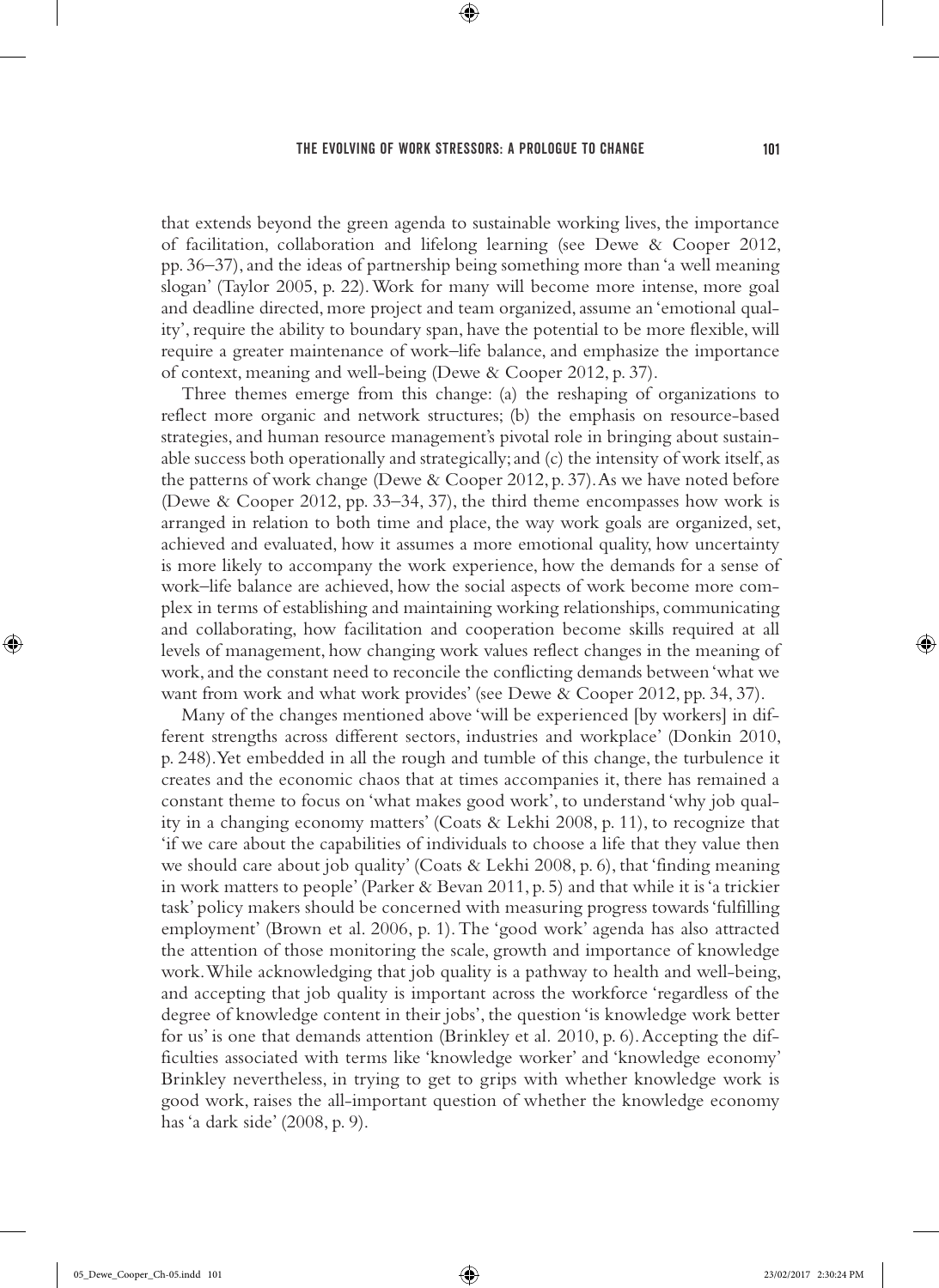that extends beyond the green agenda to sustainable working lives, the importance of facilitation, collaboration and lifelong learning (see Dewe & Cooper 2012, pp. 36–37), and the ideas of partnership being something more than 'a well meaning slogan' (Taylor 2005, p. 22). Work for many will become more intense, more goal and deadline directed, more project and team organized, assume an 'emotional quality', require the ability to boundary span, have the potential to be more flexible, will require a greater maintenance of work–life balance, and emphasize the importance of context, meaning and well-being (Dewe & Cooper 2012, p. 37).

Three themes emerge from this change: (a) the reshaping of organizations to reflect more organic and network structures; (b) the emphasis on resource-based strategies, and human resource management's pivotal role in bringing about sustainable success both operationally and strategically; and (c) the intensity of work itself, as the patterns of work change (Dewe & Cooper 2012, p. 37). As we have noted before (Dewe & Cooper 2012, pp. 33–34, 37), the third theme encompasses how work is arranged in relation to both time and place, the way work goals are organized, set, achieved and evaluated, how it assumes a more emotional quality, how uncertainty is more likely to accompany the work experience, how the demands for a sense of work–life balance are achieved, how the social aspects of work become more complex in terms of establishing and maintaining working relationships, communicating and collaborating, how facilitation and cooperation become skills required at all levels of management, how changing work values reflect changes in the meaning of work, and the constant need to reconcile the conflicting demands between 'what we want from work and what work provides' (see Dewe & Cooper 2012, pp. 34, 37).

Many of the changes mentioned above 'will be experienced [by workers] in different strengths across different sectors, industries and workplace' (Donkin 2010, p. 248). Yet embedded in all the rough and tumble of this change, the turbulence it creates and the economic chaos that at times accompanies it, there has remained a constant theme to focus on 'what makes good work', to understand 'why job quality in a changing economy matters' (Coats & Lekhi 2008, p. 11), to recognize that 'if we care about the capabilities of individuals to choose a life that they value then we should care about job quality' (Coats & Lekhi 2008, p. 6), that 'finding meaning in work matters to people' (Parker & Bevan 2011, p. 5) and that while it is 'a trickier task' policy makers should be concerned with measuring progress towards 'fulfilling employment' (Brown et al. 2006, p. 1). The 'good work' agenda has also attracted the attention of those monitoring the scale, growth and importance of knowledge work. While acknowledging that job quality is a pathway to health and well-being, and accepting that job quality is important across the workforce 'regardless of the degree of knowledge content in their jobs', the question 'is knowledge work better for us' is one that demands attention (Brinkley et al. 2010, p. 6). Accepting the difficulties associated with terms like 'knowledge worker' and 'knowledge economy' Brinkley nevertheless, in trying to get to grips with whether knowledge work is good work, raises the all-important question of whether the knowledge economy has 'a dark side' (2008, p. 9).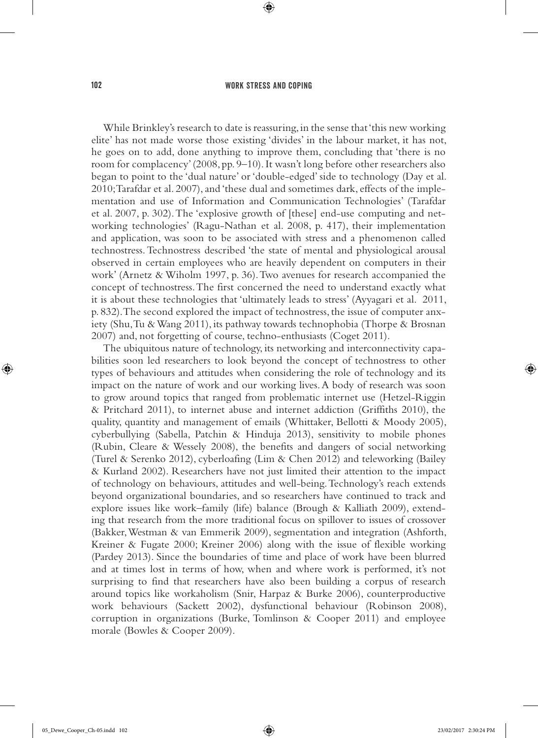While Brinkley's research to date is reassuring, in the sense that 'this new working elite' has not made worse those existing 'divides' in the labour market, it has not, he goes on to add, done anything to improve them, concluding that 'there is no room for complacency' (2008, pp. 9–10). It wasn't long before other researchers also began to point to the 'dual nature' or 'double-edged' side to technology (Day et al. 2010; Tarafdar et al. 2007), and 'these dual and sometimes dark, effects of the implementation and use of Information and Communication Technologies' (Tarafdar et al. 2007, p. 302). The 'explosive growth of [these] end-use computing and networking technologies' (Ragu-Nathan et al. 2008, p. 417), their implementation and application, was soon to be associated with stress and a phenomenon called technostress. Technostress described 'the state of mental and physiological arousal observed in certain employees who are heavily dependent on computers in their work' (Arnetz & Wiholm 1997, p. 36). Two avenues for research accompanied the concept of technostress. The first concerned the need to understand exactly what it is about these technologies that 'ultimately leads to stress' (Ayyagari et al. 2011, p. 832). The second explored the impact of technostress, the issue of computer anxiety (Shu, Tu & Wang 2011), its pathway towards technophobia (Thorpe & Brosnan 2007) and, not forgetting of course, techno-enthusiasts (Coget 2011).

The ubiquitous nature of technology, its networking and interconnectivity capabilities soon led researchers to look beyond the concept of technostress to other types of behaviours and attitudes when considering the role of technology and its impact on the nature of work and our working lives. A body of research was soon to grow around topics that ranged from problematic internet use (Hetzel-Riggin & Pritchard 2011), to internet abuse and internet addiction (Griffiths 2010), the quality, quantity and management of emails (Whittaker, Bellotti & Moody 2005), cyberbullying (Sabella, Patchin & Hinduja 2013), sensitivity to mobile phones (Rubin, Cleare & Wessely 2008), the benefits and dangers of social networking (Turel & Serenko 2012), cyberloafing (Lim & Chen 2012) and teleworking (Bailey & Kurland 2002). Researchers have not just limited their attention to the impact of technology on behaviours, attitudes and well-being. Technology's reach extends beyond organizational boundaries, and so researchers have continued to track and explore issues like work–family (life) balance (Brough & Kalliath 2009), extending that research from the more traditional focus on spillover to issues of crossover (Bakker, Westman & van Emmerik 2009), segmentation and integration (Ashforth, Kreiner & Fugate 2000; Kreiner 2006) along with the issue of flexible working (Pardey 2013). Since the boundaries of time and place of work have been blurred and at times lost in terms of how, when and where work is performed, it's not surprising to find that researchers have also been building a corpus of research around topics like workaholism (Snir, Harpaz & Burke 2006), counterproductive work behaviours (Sackett 2002), dysfunctional behaviour (Robinson 2008), corruption in organizations (Burke, Tomlinson & Cooper 2011) and employee morale (Bowles & Cooper 2009).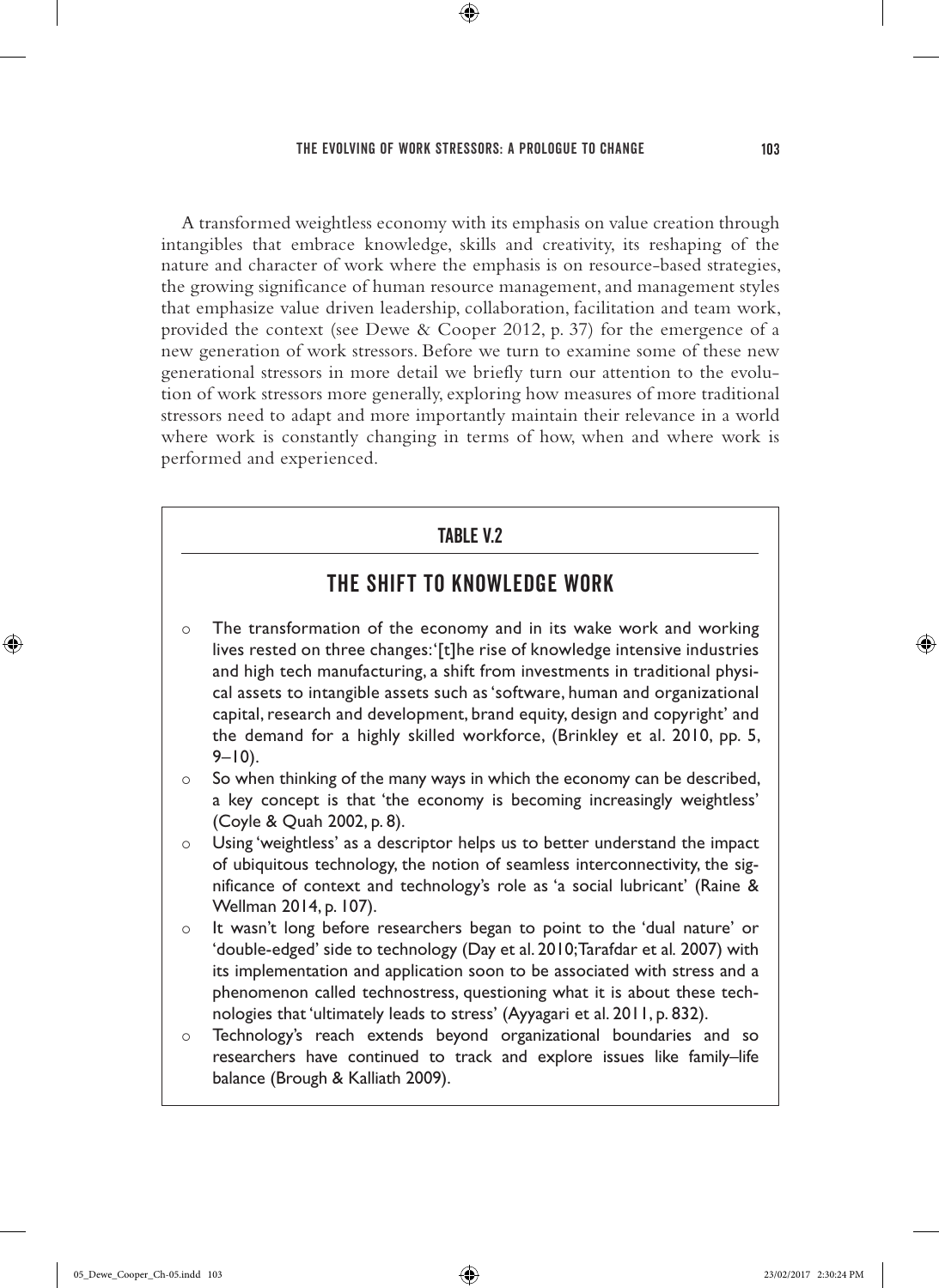A transformed weightless economy with its emphasis on value creation through intangibles that embrace knowledge, skills and creativity, its reshaping of the nature and character of work where the emphasis is on resource-based strategies, the growing significance of human resource management, and management styles that emphasize value driven leadership, collaboration, facilitation and team work, provided the context (see Dewe & Cooper 2012, p. 37) for the emergence of a new generation of work stressors. Before we turn to examine some of these new generational stressors in more detail we briefly turn our attention to the evolution of work stressors more generally, exploring how measures of more traditional stressors need to adapt and more importantly maintain their relevance in a world where work is constantly changing in terms of how, when and where work is performed and experienced.

### TABLE V.2

## THE SHIFT TO KNOWLEDGE WORK

- The transformation of the economy and in its wake work and working lives rested on three changes: '[t]he rise of knowledge intensive industries and high tech manufacturing, a shift from investments in traditional physical assets to intangible assets such as 'software, human and organizational capital, research and development, brand equity, design and copyright' and the demand for a highly skilled workforce, (Brinkley et al. 2010, pp. 5, 9–10).
- So when thinking of the many ways in which the economy can be described, a key concept is that 'the economy is becoming increasingly weightless' (Coyle & Quah 2002, p. 8).
- Using 'weightless' as a descriptor helps us to better understand the impact of ubiquitous technology, the notion of seamless interconnectivity, the significance of context and technology's role as 'a social lubricant' (Raine & Wellman 2014, p. 107).
- It wasn't long before researchers began to point to the 'dual nature' or 'double-edged' side to technology (Day et al. 2010; Tarafdar et al. 2007) with its implementation and application soon to be associated with stress and a phenomenon called technostress, questioning what it is about these technologies that 'ultimately leads to stress' (Ayyagari et al. 2011, p. 832).
- Technology's reach extends beyond organizational boundaries and so researchers have continued to track and explore issues like family–life balance (Brough & Kalliath 2009).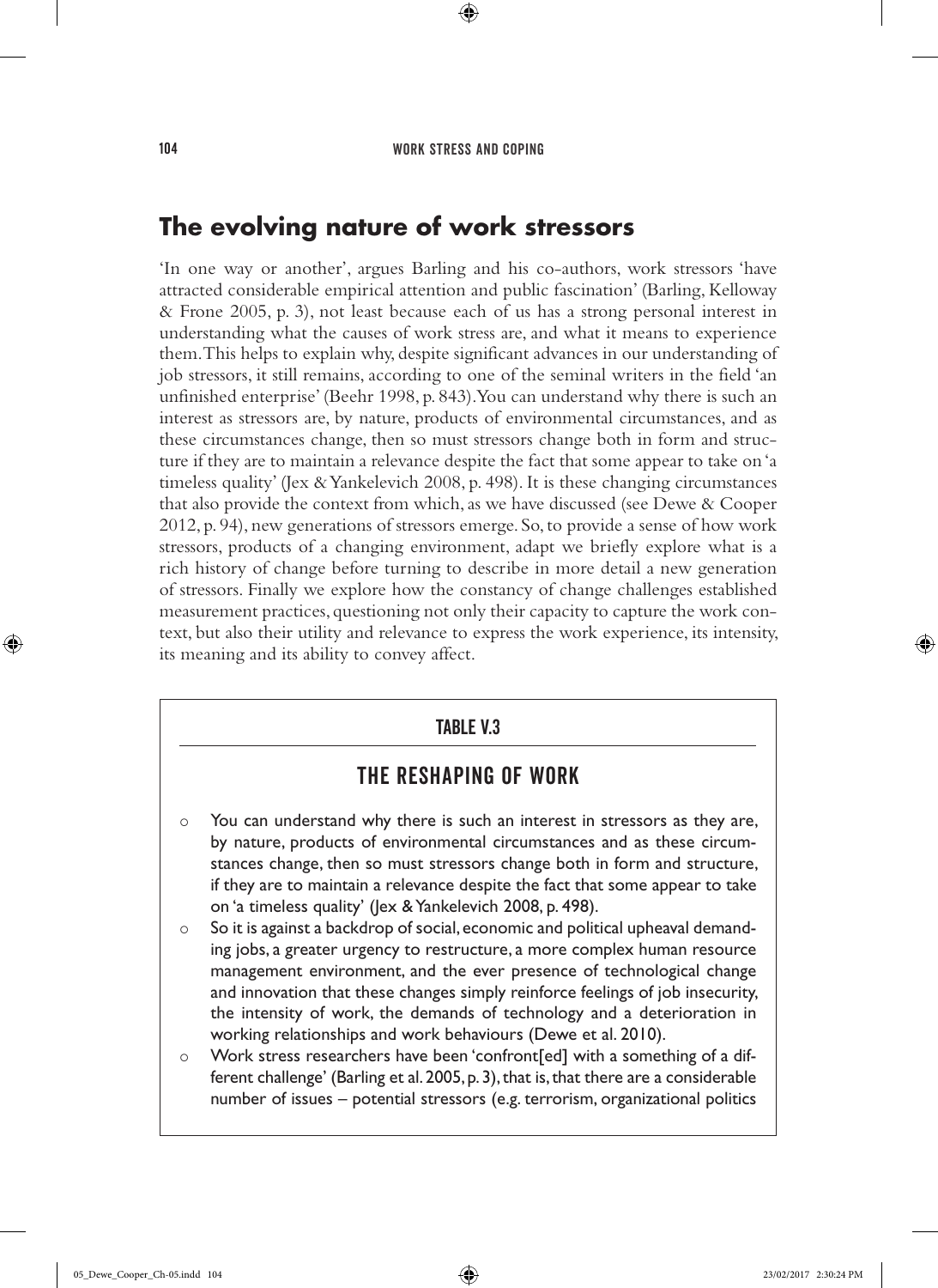## The evolving nature of work stressors

'In one way or another', argues Barling and his co-authors, work stressors 'have attracted considerable empirical attention and public fascination' (Barling, Kelloway & Frone 2005, p. 3), not least because each of us has a strong personal interest in understanding what the causes of work stress are, and what it means to experience them. This helps to explain why, despite significant advances in our understanding of job stressors, it still remains, according to one of the seminal writers in the field 'an unfinished enterprise' (Beehr 1998, p. 843). You can understand why there is such an interest as stressors are, by nature, products of environmental circumstances, and as these circumstances change, then so must stressors change both in form and structure if they are to maintain a relevance despite the fact that some appear to take on 'a timeless quality' (Jex & Yankelevich 2008, p. 498). It is these changing circumstances that also provide the context from which, as we have discussed (see Dewe & Cooper 2012, p. 94), new generations of stressors emerge. So, to provide a sense of how work stressors, products of a changing environment, adapt we briefly explore what is a rich history of change before turning to describe in more detail a new generation of stressors. Finally we explore how the constancy of change challenges established measurement practices, questioning not only their capacity to capture the work context, but also their utility and relevance to express the work experience, its intensity, its meaning and its ability to convey affect.

### TABLE V.3

### THE RESHAPING OF WORK

- You can understand why there is such an interest in stressors as they are, by nature, products of environmental circumstances and as these circumstances change, then so must stressors change both in form and structure, if they are to maintain a relevance despite the fact that some appear to take on 'a timeless quality' (Jex & Yankelevich 2008, p. 498).
- So it is against a backdrop of social, economic and political upheaval demanding jobs, a greater urgency to restructure, a more complex human resource management environment, and the ever presence of technological change and innovation that these changes simply reinforce feelings of job insecurity, the intensity of work, the demands of technology and a deterioration in working relationships and work behaviours (Dewe et al. 2010).
- Work stress researchers have been 'confront[ed] with a something of a different challenge' (Barling et al. 2005, p. 3), that is, that there are a considerable number of issues – potential stressors (e.g. terrorism, organizational politics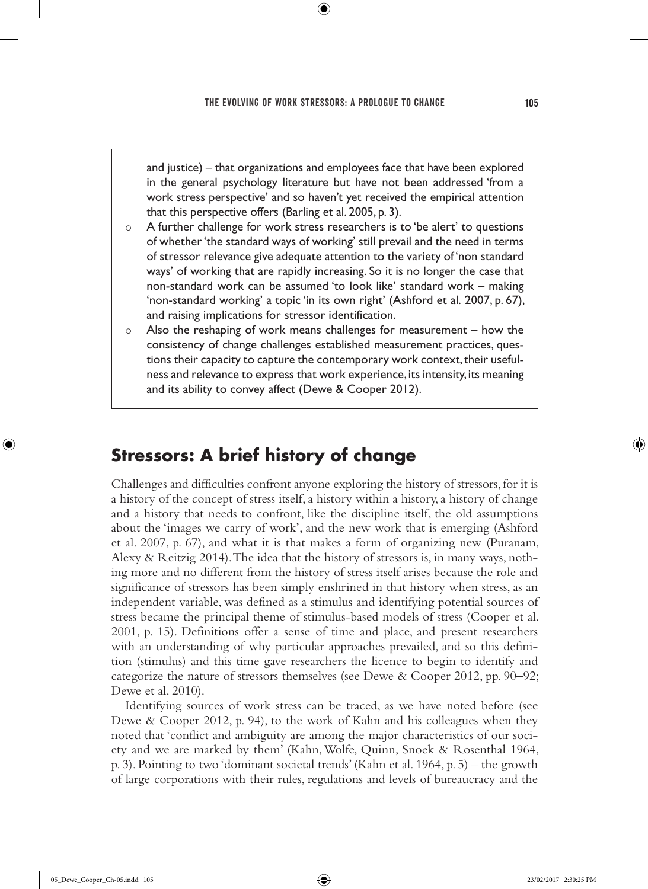and justice) – that organizations and employees face that have been explored in the general psychology literature but have not been addressed 'from a work stress perspective' and so haven't yet received the empirical attention that this perspective offers (Barling et al. 2005, p. 3).

- A further challenge for work stress researchers is to 'be alert' to questions of whether 'the standard ways of working' still prevail and the need in terms of stressor relevance give adequate attention to the variety of 'non standard ways' of working that are rapidly increasing. So it is no longer the case that non-standard work can be assumed 'to look like' standard work – making 'non-standard working' a topic 'in its own right' (Ashford et al. 2007, p. 67), and raising implications for stressor identification.
- Also the reshaping of work means challenges for measurement – how the consistency of change challenges established measurement practices, questions their capacity to capture the contemporary work context, their usefulness and relevance to express that work experience, its intensity, its meaning and its ability to convey affect (Dewe & Cooper 2012).

## Stressors: A brief history of change

Challenges and difficulties confront anyone exploring the history of stressors, for it is a history of the concept of stress itself, a history within a history, a history of change and a history that needs to confront, like the discipline itself, the old assumptions about the 'images we carry of work', and the new work that is emerging (Ashford et al. 2007, p. 67), and what it is that makes a form of organizing new (Puranam, Alexy & Reitzig 2014). The idea that the history of stressors is, in many ways, nothing more and no different from the history of stress itself arises because the role and significance of stressors has been simply enshrined in that history when stress, as an independent variable, was defined as a stimulus and identifying potential sources of stress became the principal theme of stimulus-based models of stress (Cooper et al. 2001, p. 15). Definitions offer a sense of time and place, and present researchers with an understanding of why particular approaches prevailed, and so this definition (stimulus) and this time gave researchers the licence to begin to identify and categorize the nature of stressors themselves (see Dewe & Cooper 2012, pp. 90–92; Dewe et al. 2010).

Identifying sources of work stress can be traced, as we have noted before (see Dewe & Cooper 2012, p. 94), to the work of Kahn and his colleagues when they noted that 'conflict and ambiguity are among the major characteristics of our society and we are marked by them' (Kahn, Wolfe, Quinn, Snoek & Rosenthal 1964, p. 3). Pointing to two 'dominant societal trends' (Kahn et al. 1964, p. 5) – the growth of large corporations with their rules, regulations and levels of bureaucracy and the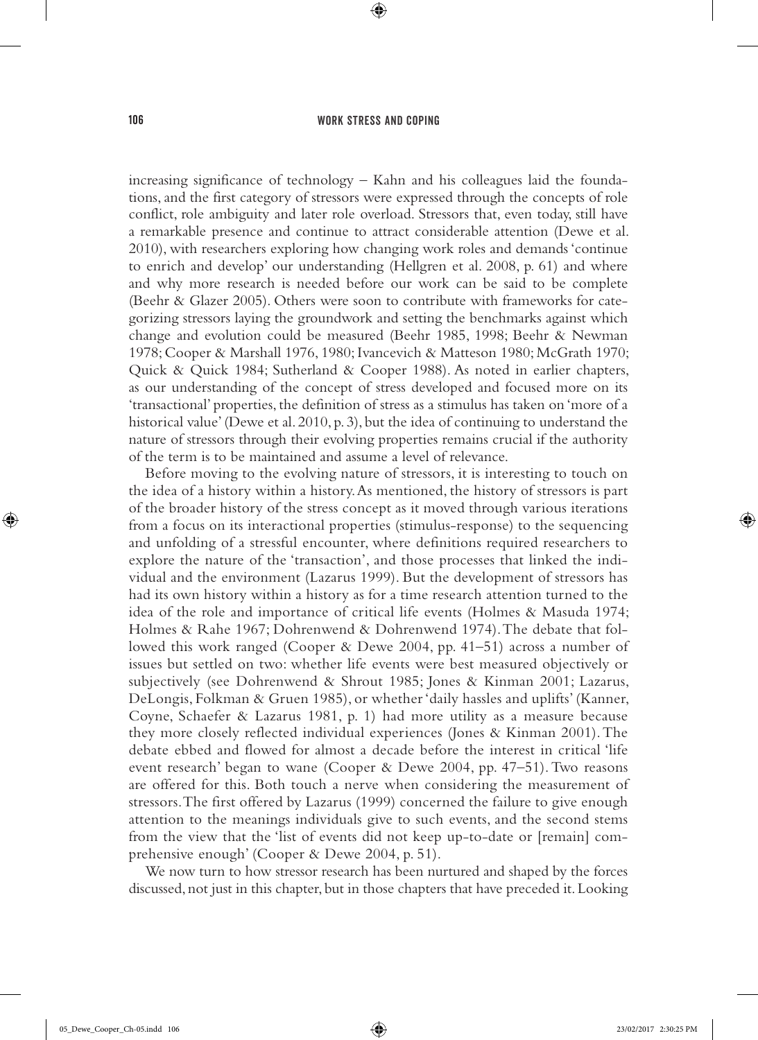increasing significance of technology – Kahn and his colleagues laid the foundations, and the first category of stressors were expressed through the concepts of role conflict, role ambiguity and later role overload. Stressors that, even today, still have a remarkable presence and continue to attract considerable attention (Dewe et al. 2010), with researchers exploring how changing work roles and demands 'continue to enrich and develop' our understanding (Hellgren et al. 2008, p. 61) and where and why more research is needed before our work can be said to be complete (Beehr & Glazer 2005). Others were soon to contribute with frameworks for categorizing stressors laying the groundwork and setting the benchmarks against which change and evolution could be measured (Beehr 1985, 1998; Beehr & Newman 1978; Cooper & Marshall 1976, 1980; Ivancevich & Matteson 1980; McGrath 1970; Quick & Quick 1984; Sutherland & Cooper 1988). As noted in earlier chapters, as our understanding of the concept of stress developed and focused more on its 'transactional' properties, the definition of stress as a stimulus has taken on 'more of a historical value' (Dewe et al. 2010, p. 3), but the idea of continuing to understand the nature of stressors through their evolving properties remains crucial if the authority of the term is to be maintained and assume a level of relevance.

Before moving to the evolving nature of stressors, it is interesting to touch on the idea of a history within a history. As mentioned, the history of stressors is part of the broader history of the stress concept as it moved through various iterations from a focus on its interactional properties (stimulus-response) to the sequencing and unfolding of a stressful encounter, where definitions required researchers to explore the nature of the 'transaction', and those processes that linked the individual and the environment (Lazarus 1999). But the development of stressors has had its own history within a history as for a time research attention turned to the idea of the role and importance of critical life events (Holmes & Masuda 1974; Holmes & Rahe 1967; Dohrenwend & Dohrenwend 1974). The debate that followed this work ranged (Cooper & Dewe 2004, pp. 41–51) across a number of issues but settled on two: whether life events were best measured objectively or subjectively (see Dohrenwend & Shrout 1985; Jones & Kinman 2001; Lazarus, DeLongis, Folkman & Gruen 1985), or whether 'daily hassles and uplifts' (Kanner, Coyne, Schaefer & Lazarus 1981, p. 1) had more utility as a measure because they more closely reflected individual experiences (Jones & Kinman 2001). The debate ebbed and flowed for almost a decade before the interest in critical 'life event research' began to wane (Cooper & Dewe 2004, pp. 47–51). Two reasons are offered for this. Both touch a nerve when considering the measurement of stressors. The first offered by Lazarus (1999) concerned the failure to give enough attention to the meanings individuals give to such events, and the second stems from the view that the 'list of events did not keep up-to-date or [remain] comprehensive enough' (Cooper & Dewe 2004, p. 51).

We now turn to how stressor research has been nurtured and shaped by the forces discussed, not just in this chapter, but in those chapters that have preceded it. Looking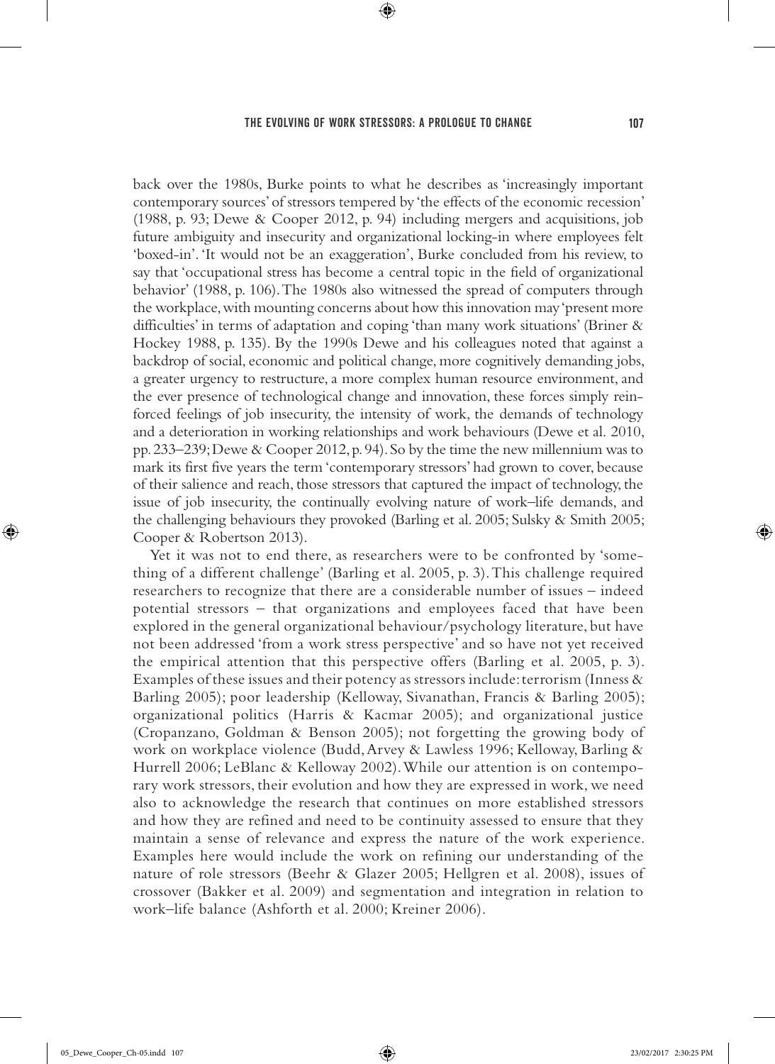back over the 1980s, Burke points to what he describes as 'increasingly important contemporary sources' of stressors tempered by 'the effects of the economic recession' (1988, p. 93; Dewe & Cooper 2012, p. 94) including mergers and acquisitions, job future ambiguity and insecurity and organizational locking-in where employees felt 'boxed-in'. 'It would not be an exaggeration', Burke concluded from his review, to say that 'occupational stress has become a central topic in the field of organizational behavior' (1988, p. 106). The 1980s also witnessed the spread of computers through the workplace, with mounting concerns about how this innovation may 'present more difficulties' in terms of adaptation and coping 'than many work situations' (Briner & Hockey 1988, p. 135). By the 1990s Dewe and his colleagues noted that against a backdrop of social, economic and political change, more cognitively demanding jobs, a greater urgency to restructure, a more complex human resource environment, and the ever presence of technological change and innovation, these forces simply reinforced feelings of job insecurity, the intensity of work, the demands of technology and a deterioration in working relationships and work behaviours (Dewe et al. 2010, pp. 233–239; Dewe & Cooper 2012, p. 94). So by the time the new millennium was to mark its first five years the term 'contemporary stressors' had grown to cover, because of their salience and reach, those stressors that captured the impact of technology, the issue of job insecurity, the continually evolving nature of work–life demands, and the challenging behaviours they provoked (Barling et al. 2005; Sulsky & Smith 2005; Cooper & Robertson 2013).

Yet it was not to end there, as researchers were to be confronted by 'something of a different challenge' (Barling et al. 2005, p. 3). This challenge required researchers to recognize that there are a considerable number of issues – indeed potential stressors – that organizations and employees faced that have been explored in the general organizational behaviour/psychology literature, but have not been addressed 'from a work stress perspective' and so have not yet received the empirical attention that this perspective offers (Barling et al. 2005, p. 3). Examples of these issues and their potency as stressors include: terrorism (Inness & Barling 2005); poor leadership (Kelloway, Sivanathan, Francis & Barling 2005); organizational politics (Harris & Kacmar 2005); and organizational justice (Cropanzano, Goldman & Benson 2005); not forgetting the growing body of work on workplace violence (Budd, Arvey & Lawless 1996; Kelloway, Barling & Hurrell 2006; LeBlanc & Kelloway 2002). While our attention is on contemporary work stressors, their evolution and how they are expressed in work, we need also to acknowledge the research that continues on more established stressors and how they are refined and need to be continuity assessed to ensure that they maintain a sense of relevance and express the nature of the work experience. Examples here would include the work on refining our understanding of the nature of role stressors (Beehr & Glazer 2005; Hellgren et al. 2008), issues of crossover (Bakker et al. 2009) and segmentation and integration in relation to work–life balance (Ashforth et al. 2000; Kreiner 2006).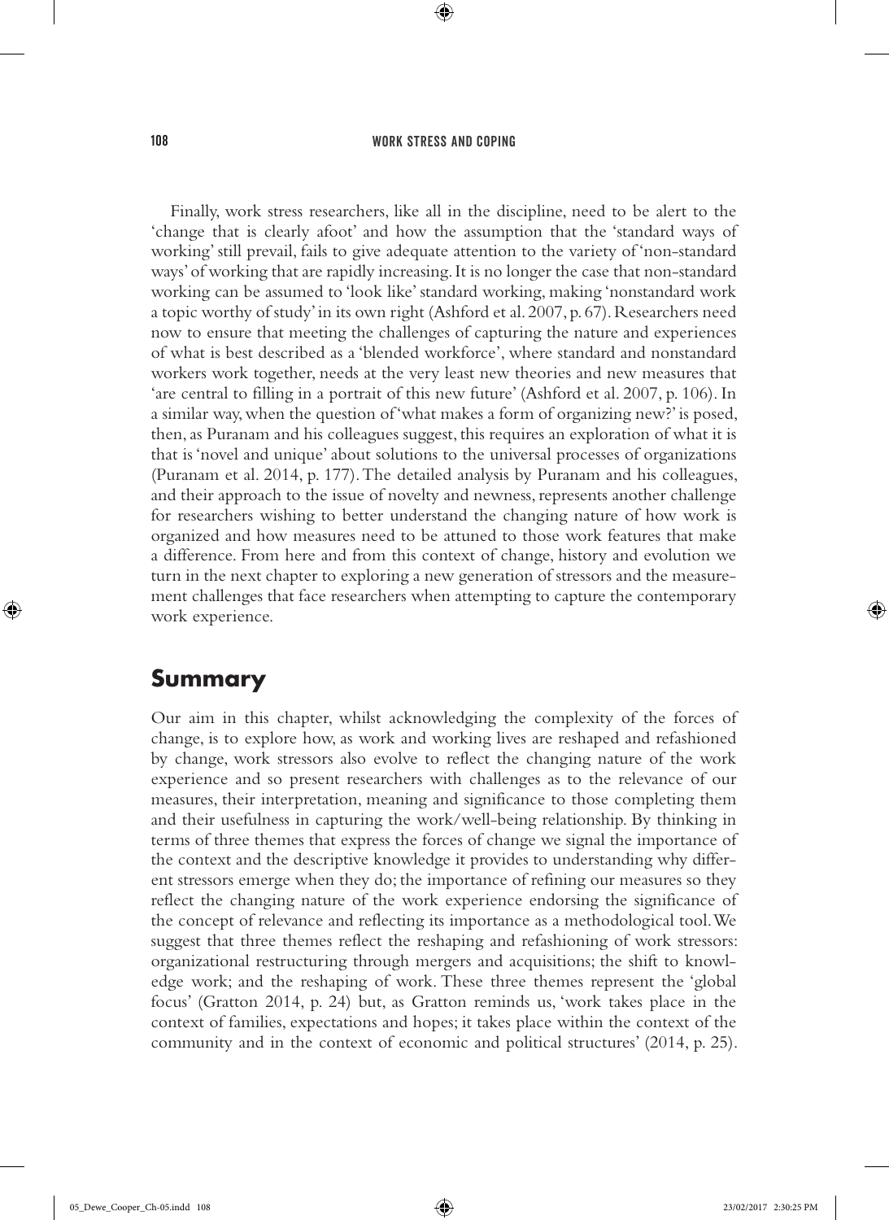Finally, work stress researchers, like all in the discipline, need to be alert to the 'change that is clearly afoot' and how the assumption that the 'standard ways of working' still prevail, fails to give adequate attention to the variety of 'non-standard ways' of working that are rapidly increasing. It is no longer the case that non-standard working can be assumed to 'look like' standard working, making 'nonstandard work a topic worthy of study' in its own right (Ashford et al. 2007, p. 67). Researchers need now to ensure that meeting the challenges of capturing the nature and experiences of what is best described as a 'blended workforce', where standard and nonstandard workers work together, needs at the very least new theories and new measures that 'are central to filling in a portrait of this new future' (Ashford et al. 2007, p. 106). In a similar way, when the question of 'what makes a form of organizing new?' is posed, then, as Puranam and his colleagues suggest, this requires an exploration of what it is that is 'novel and unique' about solutions to the universal processes of organizations (Puranam et al. 2014, p. 177). The detailed analysis by Puranam and his colleagues, and their approach to the issue of novelty and newness, represents another challenge for researchers wishing to better understand the changing nature of how work is organized and how measures need to be attuned to those work features that make a difference. From here and from this context of change, history and evolution we turn in the next chapter to exploring a new generation of stressors and the measurement challenges that face researchers when attempting to capture the contemporary work experience.

## Summary

Our aim in this chapter, whilst acknowledging the complexity of the forces of change, is to explore how, as work and working lives are reshaped and refashioned by change, work stressors also evolve to reflect the changing nature of the work experience and so present researchers with challenges as to the relevance of our measures, their interpretation, meaning and significance to those completing them and their usefulness in capturing the work/well-being relationship. By thinking in terms of three themes that express the forces of change we signal the importance of the context and the descriptive knowledge it provides to understanding why different stressors emerge when they do; the importance of refining our measures so they reflect the changing nature of the work experience endorsing the significance of the concept of relevance and reflecting its importance as a methodological tool. We suggest that three themes reflect the reshaping and refashioning of work stressors: organizational restructuring through mergers and acquisitions; the shift to knowledge work; and the reshaping of work. These three themes represent the 'global focus' (Gratton 2014, p. 24) but, as Gratton reminds us, 'work takes place in the context of families, expectations and hopes; it takes place within the context of the community and in the context of economic and political structures' (2014, p. 25).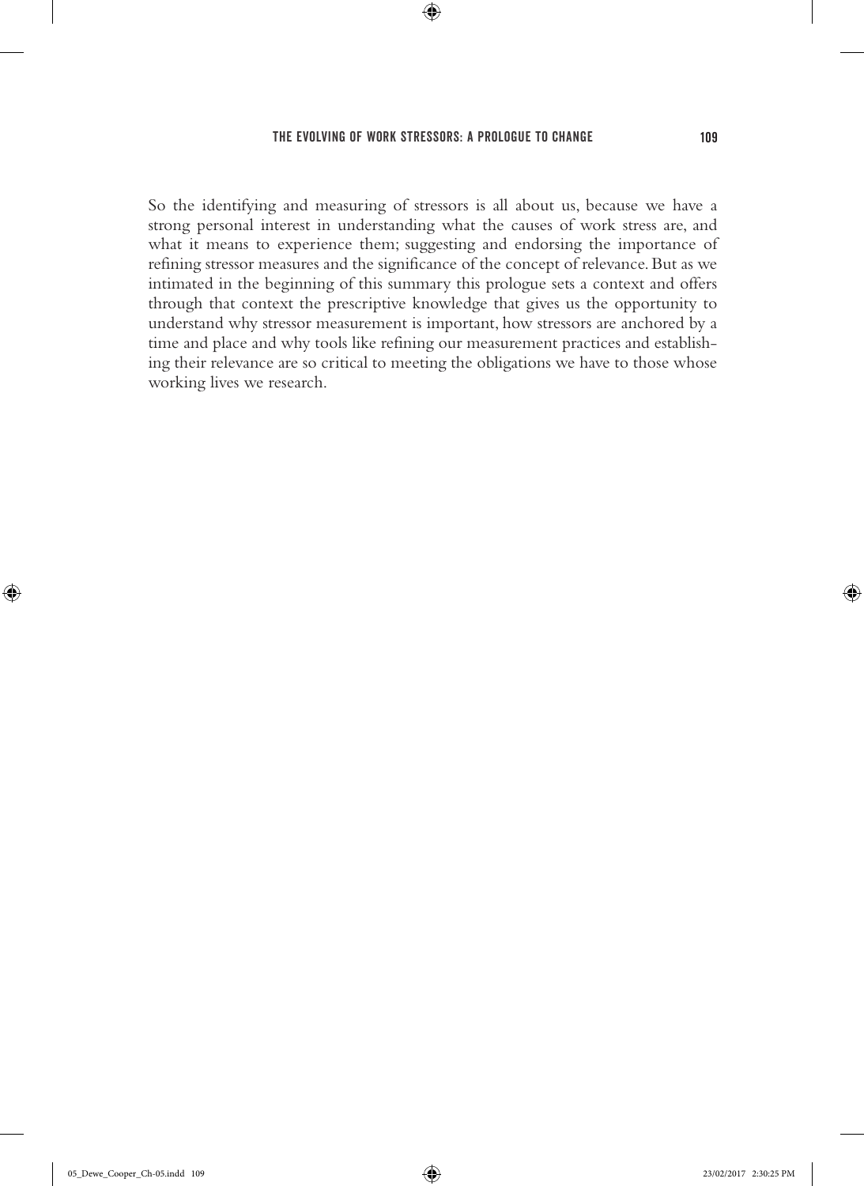So the identifying and measuring of stressors is all about us, because we have a strong personal interest in understanding what the causes of work stress are, and what it means to experience them; suggesting and endorsing the importance of refining stressor measures and the significance of the concept of relevance. But as we intimated in the beginning of this summary this prologue sets a context and offers through that context the prescriptive knowledge that gives us the opportunity to understand why stressor measurement is important, how stressors are anchored by a time and place and why tools like refining our measurement practices and establishing their relevance are so critical to meeting the obligations we have to those whose working lives we research.